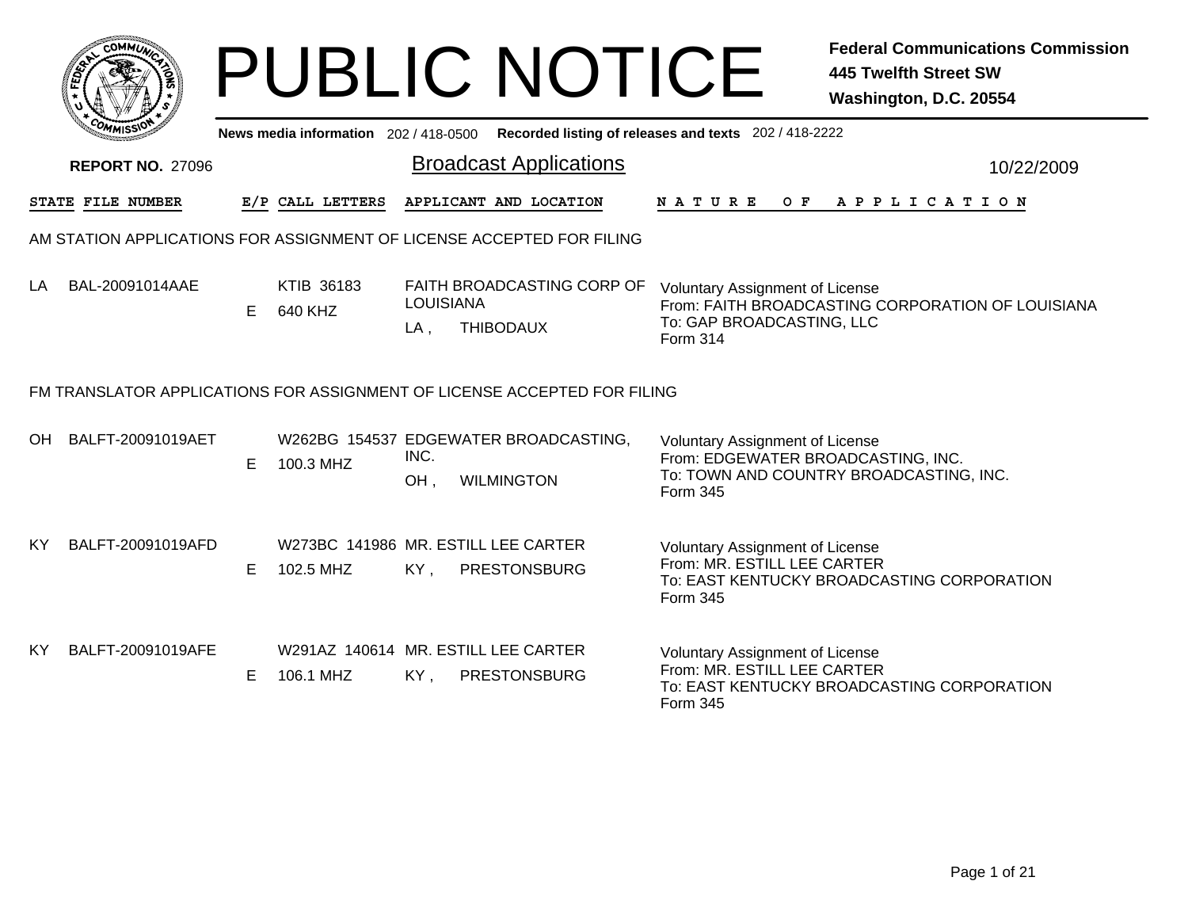# PUBLIC NOTICE

**Federal Communications Commission**
**445 Twelfth Street SW**
**Washington, D.C. 20554**

**News media information** 202 / 418-0500 **Recorded listing of releases and texts** 202 / 418-2222

**REPORT NO.** 27096

## Broadcast Applications

10/22/2009

| STATE | FILE NUMBER | E/P | CALL LETTERS | APPLICANT AND LOCATION | NATURE OF APPLICATION |
|---|---|---|---|---|---|

### AM STATION APPLICATIONS FOR ASSIGNMENT OF LICENSE ACCEPTED FOR FILING

| STATE | FILE NUMBER | E/P | CALL LETTERS | APPLICANT AND LOCATION | NATURE OF APPLICATION |
|---|---|---|---|---|---|
| LA | BAL-20091014AAE | E | KTIB 36183 640 KHZ | FAITH BROADCASTING CORP OF LOUISIANA LA , THIBODAUX | Voluntary Assignment of License From: FAITH BROADCASTING CORPORATION OF LOUISIANA To: GAP BROADCASTING, LLC Form 314 |

### FM TRANSLATOR APPLICATIONS FOR ASSIGNMENT OF LICENSE ACCEPTED FOR FILING

| STATE | FILE NUMBER | E/P | CALL LETTERS | APPLICANT AND LOCATION | NATURE OF APPLICATION |
|---|---|---|---|---|---|
| OH | BALFT-20091019AET | E | W262BG 154537 100.3 MHZ | EDGEWATER BROADCASTING, INC. OH , WILMINGTON | Voluntary Assignment of License From: EDGEWATER BROADCASTING, INC. To: TOWN AND COUNTRY BROADCASTING, INC. Form 345 |
| KY | BALFT-20091019AFD | E | W273BC 141986 102.5 MHZ | MR. ESTILL LEE CARTER KY , PRESTONSBURG | Voluntary Assignment of License From: MR. ESTILL LEE CARTER To: EAST KENTUCKY BROADCASTING CORPORATION Form 345 |
| KY | BALFT-20091019AFE | E | W291AZ 140614 106.1 MHZ | MR. ESTILL LEE CARTER KY , PRESTONSBURG | Voluntary Assignment of License From: MR. ESTILL LEE CARTER To: EAST KENTUCKY BROADCASTING CORPORATION Form 345 |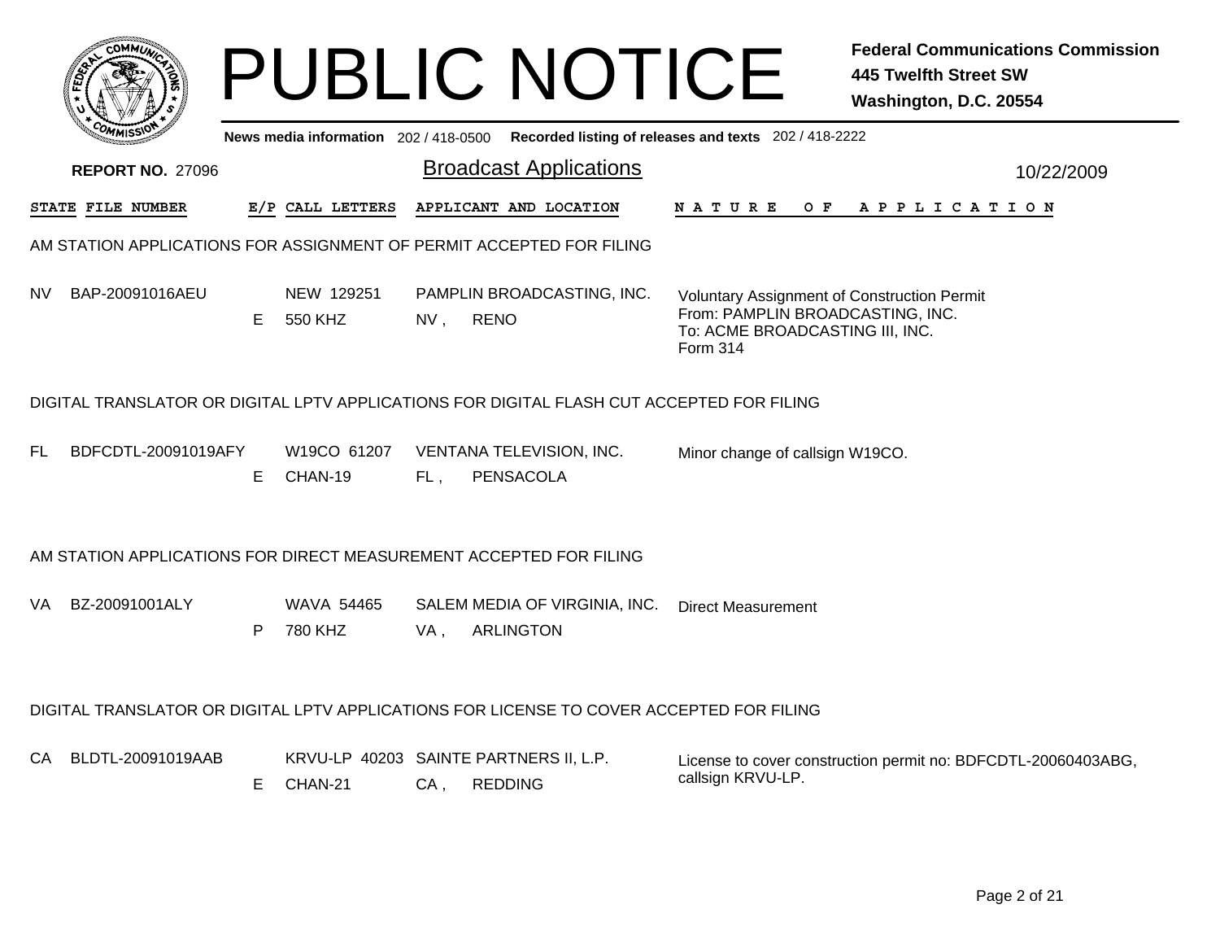# PUBLIC NOTICE

**Federal Communications Commission**
**445 Twelfth Street SW**
**Washington, D.C. 20554**

News media information 202 / 418-0500 Recorded listing of releases and texts 202 / 418-2222

**REPORT NO.** 27096

## Broadcast Applications

10/22/2009

| STATE | FILE NUMBER | E/P | CALL LETTERS | APPLICANT AND LOCATION | NATURE OF APPLICATION |
|---|---|---|---|---|---|

### AM STATION APPLICATIONS FOR ASSIGNMENT OF PERMIT ACCEPTED FOR FILING

| STATE | FILE NUMBER | E/P | CALL LETTERS | APPLICANT AND LOCATION | NATURE OF APPLICATION |
|---|---|---|---|---|---|
| NV | BAP-20091016AEU | E | NEW 129251<br>550 KHZ | PAMPLIN BROADCASTING, INC.<br>NV , RENO | Voluntary Assignment of Construction Permit<br>From: PAMPLIN BROADCASTING, INC.<br>To: ACME BROADCASTING III, INC.<br>Form 314 |

### DIGITAL TRANSLATOR OR DIGITAL LPTV APPLICATIONS FOR DIGITAL FLASH CUT ACCEPTED FOR FILING

| STATE | FILE NUMBER | E/P | CALL LETTERS | APPLICANT AND LOCATION | NATURE OF APPLICATION |
|---|---|---|---|---|---|
| FL | BDFCDTL-20091019AFY | E | W19CO 61207<br>CHAN-19 | VENTANA TELEVISION, INC.<br>FL , PENSACOLA | Minor change of callsign W19CO. |

### AM STATION APPLICATIONS FOR DIRECT MEASUREMENT ACCEPTED FOR FILING

| STATE | FILE NUMBER | E/P | CALL LETTERS | APPLICANT AND LOCATION | NATURE OF APPLICATION |
|---|---|---|---|---|---|
| VA | BZ-20091001ALY | P | WAVA 54465<br>780 KHZ | SALEM MEDIA OF VIRGINIA, INC.<br>VA , ARLINGTON | Direct Measurement |

### DIGITAL TRANSLATOR OR DIGITAL LPTV APPLICATIONS FOR LICENSE TO COVER ACCEPTED FOR FILING

| STATE | FILE NUMBER | E/P | CALL LETTERS | APPLICANT AND LOCATION | NATURE OF APPLICATION |
|---|---|---|---|---|---|
| CA | BLDTL-20091019AAB | E | KRVU-LP 40203<br>CHAN-21 | SAINTE PARTNERS II, L.P.<br>CA , REDDING | License to cover construction permit no: BDFCDTL-20060403ABG, callsign KRVU-LP. |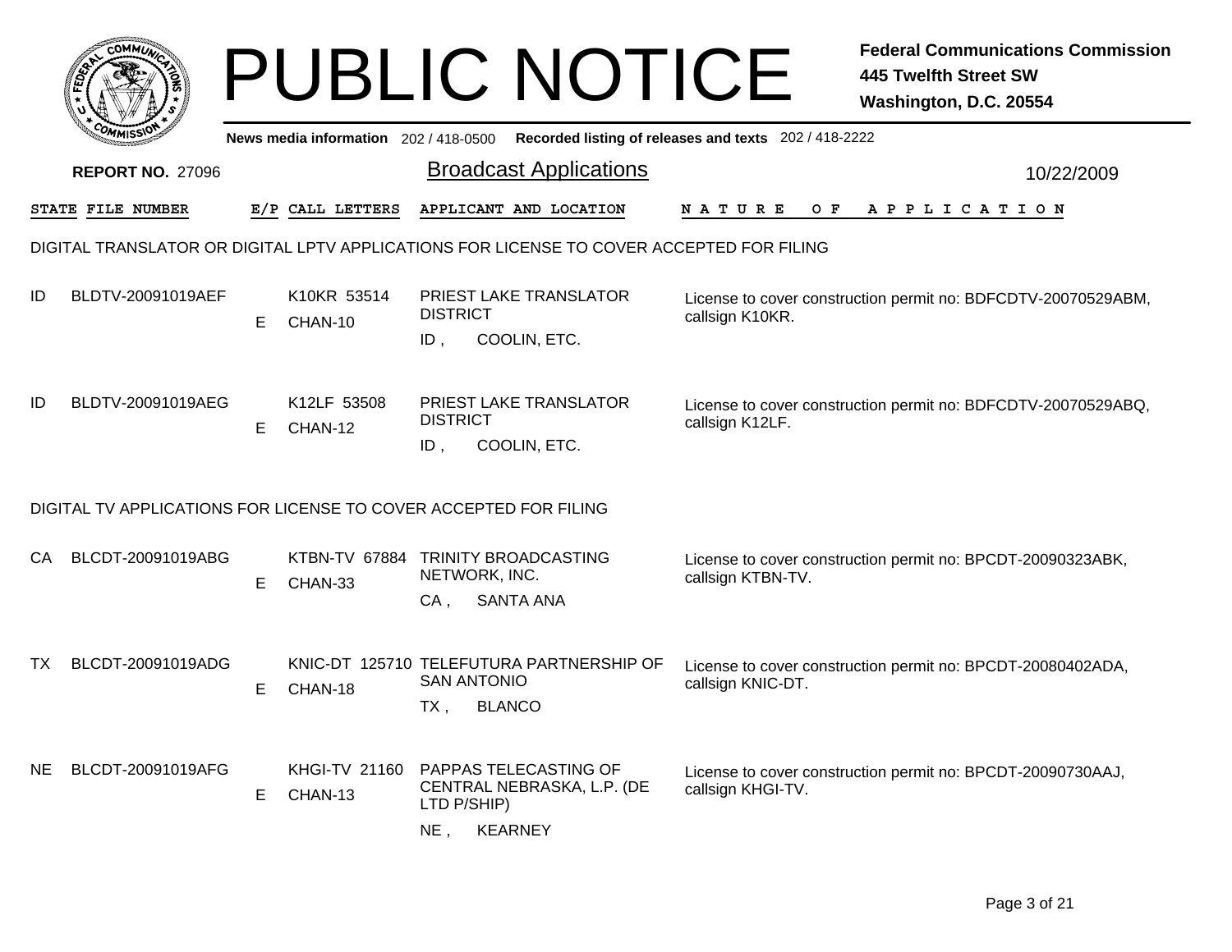# PUBLIC NOTICE

**Federal Communications Commission**
**445 Twelfth Street SW**
**Washington, D.C. 20554**

**News media information** 202 / 418-0500 **Recorded listing of releases and texts** 202 / 418-2222

**REPORT NO.** 27096

## Broadcast Applications

10/22/2009

| STATE | FILE NUMBER | E/P | CALL LETTERS | APPLICANT AND LOCATION | NATURE OF APPLICATION |
|---|---|---|---|---|---|

### DIGITAL TRANSLATOR OR DIGITAL LPTV APPLICATIONS FOR LICENSE TO COVER ACCEPTED FOR FILING

| STATE | FILE NUMBER | E/P | CALL LETTERS | APPLICANT AND LOCATION | NATURE OF APPLICATION |
|---|---|---|---|---|---|
| ID | BLDTV-20091019AEF | E | K10KR 53514 CHAN-10 | PRIEST LAKE TRANSLATOR DISTRICT ID , COOLIN, ETC. | License to cover construction permit no: BDFCDTV-20070529ABM, callsign K10KR. |
| ID | BLDTV-20091019AEG | E | K12LF 53508 CHAN-12 | PRIEST LAKE TRANSLATOR DISTRICT ID , COOLIN, ETC. | License to cover construction permit no: BDFCDTV-20070529ABQ, callsign K12LF. |

### DIGITAL TV APPLICATIONS FOR LICENSE TO COVER ACCEPTED FOR FILING

| STATE | FILE NUMBER | E/P | CALL LETTERS | APPLICANT AND LOCATION | NATURE OF APPLICATION |
|---|---|---|---|---|---|
| CA | BLCDT-20091019ABG | E | KTBN-TV 67884 CHAN-33 | TRINITY BROADCASTING NETWORK, INC. CA , SANTA ANA | License to cover construction permit no: BPCDT-20090323ABK, callsign KTBN-TV. |
| TX | BLCDT-20091019ADG | E | KNIC-DT 125710 CHAN-18 | TELEFUTURA PARTNERSHIP OF SAN ANTONIO TX , BLANCO | License to cover construction permit no: BPCDT-20080402ADA, callsign KNIC-DT. |
| NE | BLCDT-20091019AFG | E | KHGI-TV 21160 CHAN-13 | PAPPAS TELECASTING OF CENTRAL NEBRASKA, L.P. (DE LTD P/SHIP) NE , KEARNEY | License to cover construction permit no: BPCDT-20090730AAJ, callsign KHGI-TV. |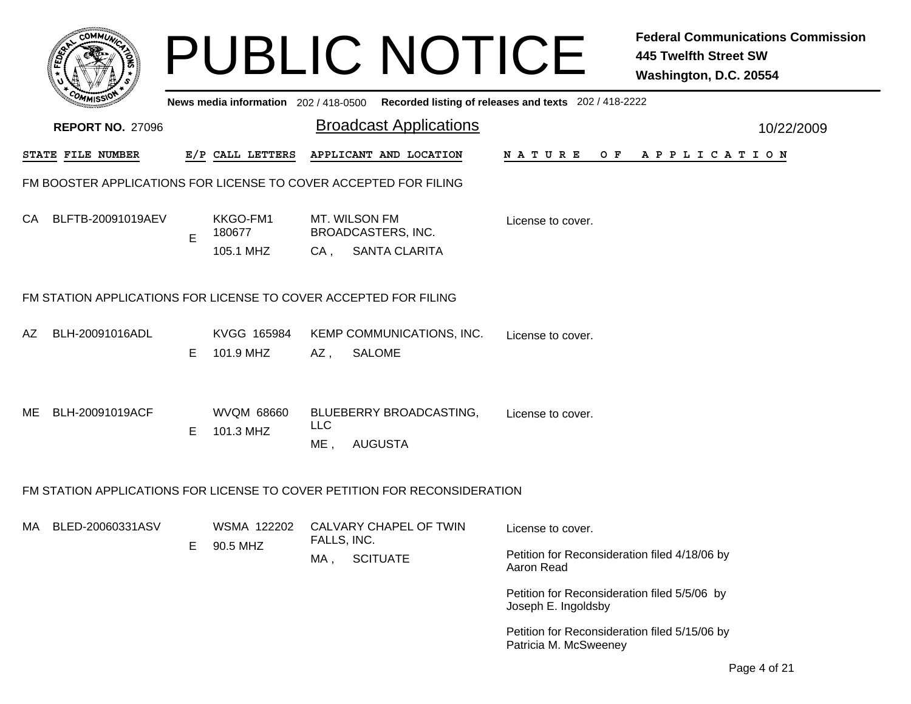# PUBLIC NOTICE

**Federal Communications Commission**
**445 Twelfth Street SW**
**Washington, D.C. 20554**

News media information 202 / 418-0500 Recorded listing of releases and texts 202 / 418-2222

**REPORT NO.** 27096

## Broadcast Applications

10/22/2009

| STATE | FILE NUMBER | E/P | CALL LETTERS | APPLICANT AND LOCATION | NATURE OF APPLICATION |
|---|---|---|---|---|---|

### FM BOOSTER APPLICATIONS FOR LICENSE TO COVER ACCEPTED FOR FILING

| STATE | FILE NUMBER | E/P | CALL LETTERS | APPLICANT AND LOCATION | NATURE OF APPLICATION |
|---|---|---|---|---|---|
| CA | BLFTB-20091019AEV | E | KKGO-FM1 180677 105.1 MHZ | MT. WILSON FM BROADCASTERS, INC. CA , SANTA CLARITA | License to cover. |

### FM STATION APPLICATIONS FOR LICENSE TO COVER ACCEPTED FOR FILING

| STATE | FILE NUMBER | E/P | CALL LETTERS | APPLICANT AND LOCATION | NATURE OF APPLICATION |
|---|---|---|---|---|---|
| AZ | BLH-20091016ADL | E | KVGG 165984 101.9 MHZ | KEMP COMMUNICATIONS, INC. AZ , SALOME | License to cover. |
| ME | BLH-20091019ACF | E | WVQM 68660 101.3 MHZ | BLUEBERRY BROADCASTING, LLC ME , AUGUSTA | License to cover. |

### FM STATION APPLICATIONS FOR LICENSE TO COVER PETITION FOR RECONSIDERATION

| STATE | FILE NUMBER | E/P | CALL LETTERS | APPLICANT AND LOCATION | NATURE OF APPLICATION |
|---|---|---|---|---|---|
| MA | BLED-20060331ASV | E | WSMA 122202 90.5 MHZ | CALVARY CHAPEL OF TWIN FALLS, INC. MA , SCITUATE | License to cover.<br><br>Petition for Reconsideration filed 4/18/06 by Aaron Read<br><br>Petition for Reconsideration filed 5/5/06 by Joseph E. Ingoldsby<br><br>Petition for Reconsideration filed 5/15/06 by Patricia M. McSweeney |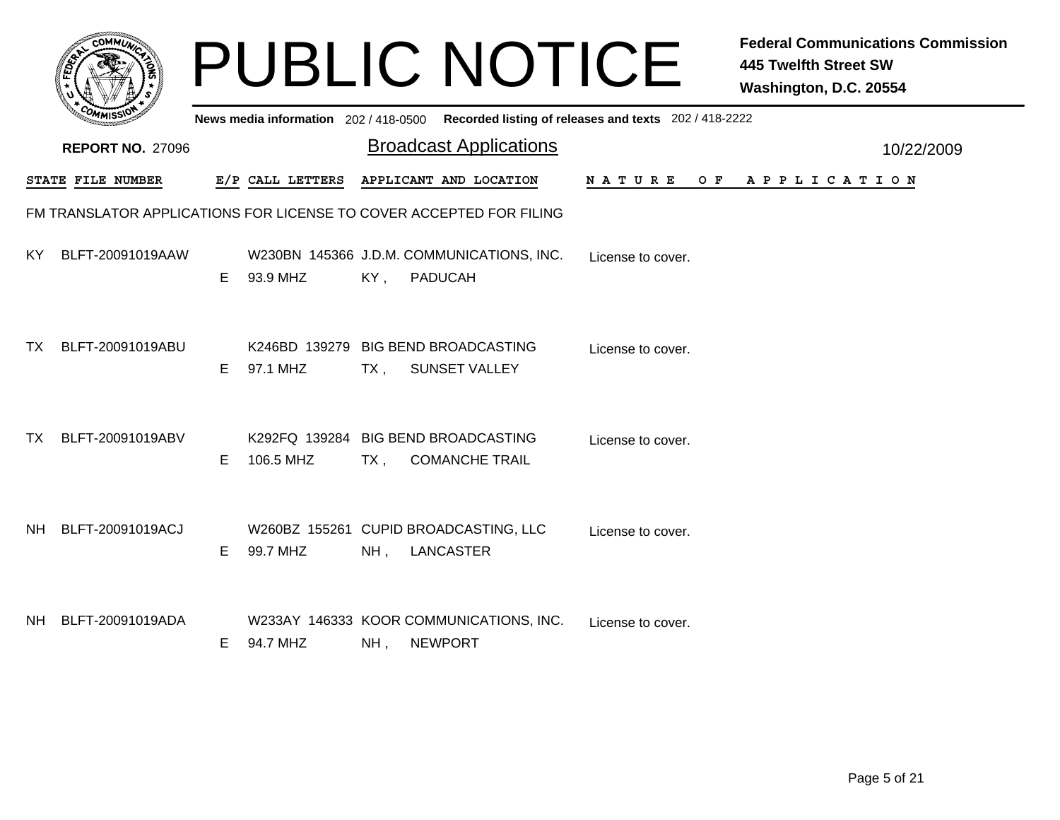# PUBLIC NOTICE

**Federal Communications Commission**
**445 Twelfth Street SW**
**Washington, D.C. 20554**

News media information 202 / 418-0500 Recorded listing of releases and texts 202 / 418-2222

**REPORT NO.** 27096

## Broadcast Applications

10/22/2009

FM TRANSLATOR APPLICATIONS FOR LICENSE TO COVER ACCEPTED FOR FILING

| STATE | FILE NUMBER | E/P | CALL LETTERS | APPLICANT AND LOCATION | NATURE OF APPLICATION |
|---|---|---|---|---|---|
| KY | BLFT-20091019AAW | E | W230BN 145366 93.9 MHZ | J.D.M. COMMUNICATIONS, INC. KY , PADUCAH | License to cover. |
| TX | BLFT-20091019ABU | E | K246BD 139279 97.1 MHZ | BIG BEND BROADCASTING TX , SUNSET VALLEY | License to cover. |
| TX | BLFT-20091019ABV | E | K292FQ 139284 106.5 MHZ | BIG BEND BROADCASTING TX , COMANCHE TRAIL | License to cover. |
| NH | BLFT-20091019ACJ | E | W260BZ 155261 99.7 MHZ | CUPID BROADCASTING, LLC NH , LANCASTER | License to cover. |
| NH | BLFT-20091019ADA | E | W233AY 146333 94.7 MHZ | KOOR COMMUNICATIONS, INC. NH , NEWPORT | License to cover. |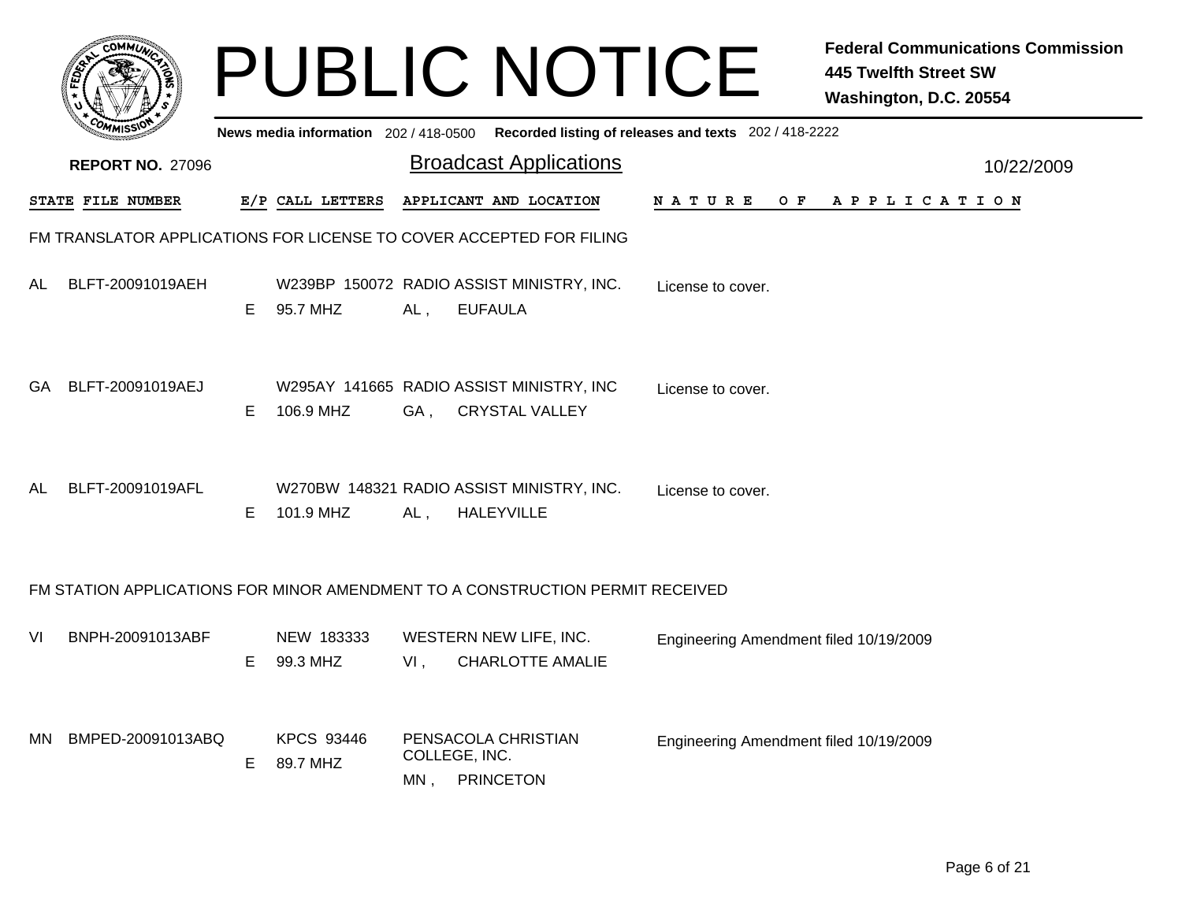# PUBLIC NOTICE

**Federal Communications Commission**
**445 Twelfth Street SW**
**Washington, D.C. 20554**

News media information 202 / 418-0500 Recorded listing of releases and texts 202 / 418-2222

**REPORT NO. 27096**

## Broadcast Applications

10/22/2009

| STATE | FILE NUMBER | E/P | CALL LETTERS | APPLICANT AND LOCATION | NATURE OF APPLICATION |
|---|---|---|---|---|---|

### FM TRANSLATOR APPLICATIONS FOR LICENSE TO COVER ACCEPTED FOR FILING

| STATE | FILE NUMBER | E/P | CALL LETTERS | APPLICANT AND LOCATION | NATURE OF APPLICATION |
|---|---|---|---|---|---|
| AL | BLFT-20091019AEH | E | W239BP 150072 95.7 MHZ | RADIO ASSIST MINISTRY, INC. AL , EUFAULA | License to cover. |
| GA | BLFT-20091019AEJ | E | W295AY 141665 106.9 MHZ | RADIO ASSIST MINISTRY, INC GA , CRYSTAL VALLEY | License to cover. |
| AL | BLFT-20091019AFL | E | W270BW 148321 101.9 MHZ | RADIO ASSIST MINISTRY, INC. AL , HALEYVILLE | License to cover. |

### FM STATION APPLICATIONS FOR MINOR AMENDMENT TO A CONSTRUCTION PERMIT RECEIVED

| STATE | FILE NUMBER | E/P | CALL LETTERS | APPLICANT AND LOCATION | NATURE OF APPLICATION |
|---|---|---|---|---|---|
| VI | BNPH-20091013ABF | E | NEW 183333 99.3 MHZ | WESTERN NEW LIFE, INC. VI , CHARLOTTE AMALIE | Engineering Amendment filed 10/19/2009 |
| MN | BMPED-20091013ABQ | E | KPCS 93446 89.7 MHZ | PENSACOLA CHRISTIAN COLLEGE, INC. MN , PRINCETON | Engineering Amendment filed 10/19/2009 |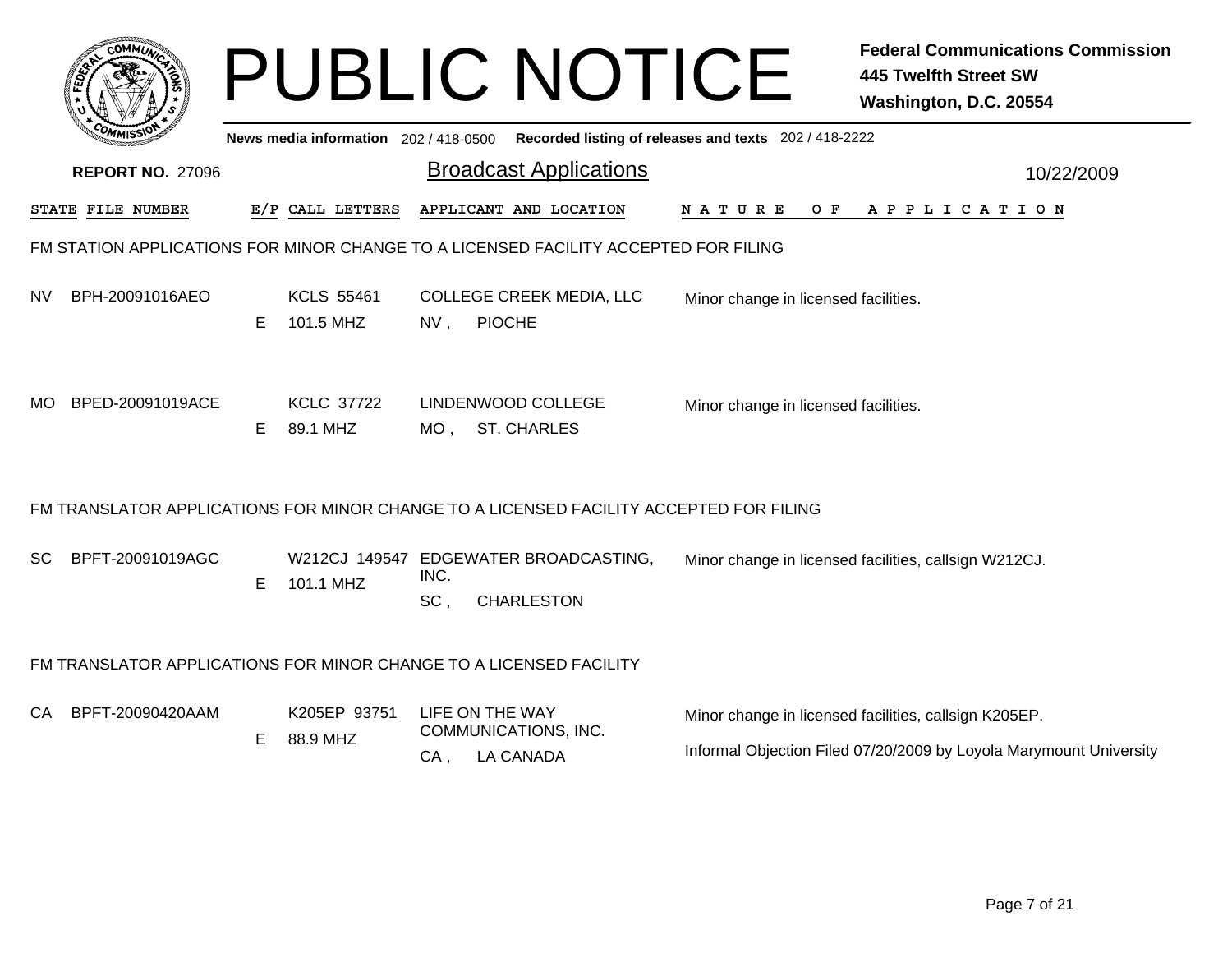# PUBLIC NOTICE

**Federal Communications Commission**
**445 Twelfth Street SW**
**Washington, D.C. 20554**

**News media information** 202 / 418-0500 **Recorded listing of releases and texts** 202 / 418-2222

**REPORT NO.** 27096

## Broadcast Applications

10/22/2009

| STATE | FILE NUMBER | E/P | CALL LETTERS | APPLICANT AND LOCATION | NATURE OF APPLICATION |
|---|---|---|---|---|---|

### FM STATION APPLICATIONS FOR MINOR CHANGE TO A LICENSED FACILITY ACCEPTED FOR FILING

| STATE | FILE NUMBER | E/P | CALL LETTERS | APPLICANT AND LOCATION | NATURE OF APPLICATION |
|---|---|---|---|---|---|
| NV | BPH-20091016AEO | E | KCLS 55461 101.5 MHZ | COLLEGE CREEK MEDIA, LLC NV , PIOCHE | Minor change in licensed facilities. |
| MO | BPED-20091019ACE | E | KCLC 37722 89.1 MHZ | LINDENWOOD COLLEGE MO , ST. CHARLES | Minor change in licensed facilities. |

### FM TRANSLATOR APPLICATIONS FOR MINOR CHANGE TO A LICENSED FACILITY ACCEPTED FOR FILING

| STATE | FILE NUMBER | E/P | CALL LETTERS | APPLICANT AND LOCATION | NATURE OF APPLICATION |
|---|---|---|---|---|---|
| SC | BPFT-20091019AGC | E | W212CJ 149547 101.1 MHZ | EDGEWATER BROADCASTING, INC. SC , CHARLESTON | Minor change in licensed facilities, callsign W212CJ. |

### FM TRANSLATOR APPLICATIONS FOR MINOR CHANGE TO A LICENSED FACILITY

| STATE | FILE NUMBER | E/P | CALL LETTERS | APPLICANT AND LOCATION | NATURE OF APPLICATION |
|---|---|---|---|---|---|
| CA | BPFT-20090420AAM | E | K205EP 93751 88.9 MHZ | LIFE ON THE WAY COMMUNICATIONS, INC. CA , LA CANADA | Minor change in licensed facilities, callsign K205EP. Informal Objection Filed 07/20/2009 by Loyola Marymount University |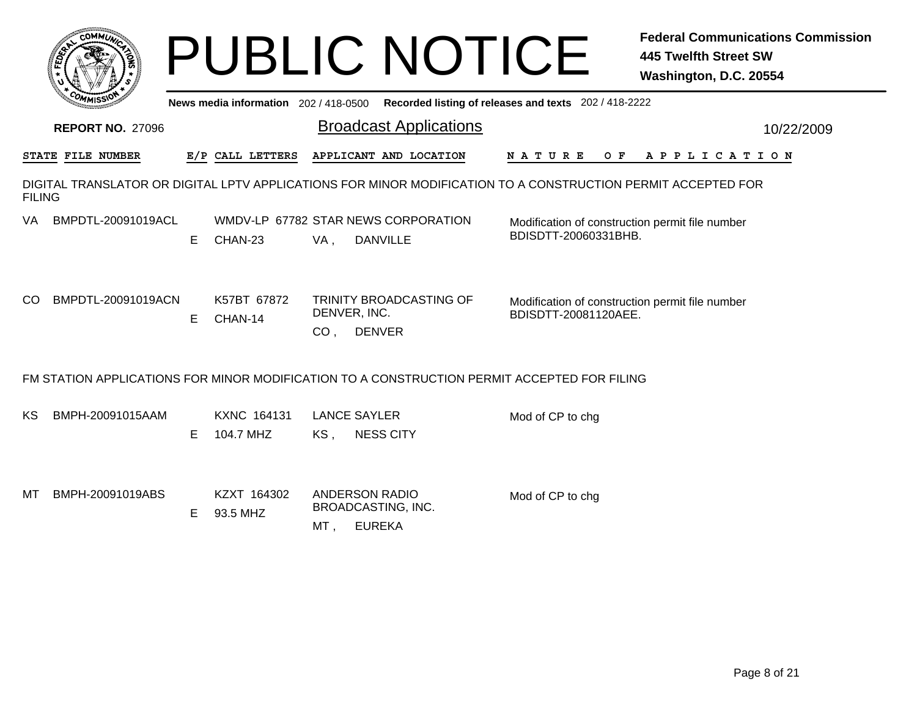# PUBLIC NOTICE

**Federal Communications Commission**
**445 Twelfth Street SW**
**Washington, D.C. 20554**

**News media information** 202 / 418-0500 **Recorded listing of releases and texts** 202 / 418-2222

**REPORT NO.** 27096

## Broadcast Applications

10/22/2009

| STATE | FILE NUMBER | E/P | CALL LETTERS | APPLICANT AND LOCATION | NATURE OF APPLICATION |
|---|---|---|---|---|---|

### DIGITAL TRANSLATOR OR DIGITAL LPTV APPLICATIONS FOR MINOR MODIFICATION TO A CONSTRUCTION PERMIT ACCEPTED FOR FILING

| STATE | FILE NUMBER | E/P | CALL LETTERS | APPLICANT AND LOCATION | NATURE OF APPLICATION |
|---|---|---|---|---|---|
| VA | BMPDTL-20091019ACL | E | WMDV-LP 67782 CHAN-23 | STAR NEWS CORPORATION VA , DANVILLE | Modification of construction permit file number BDISDTT-20060331BHB. |
| CO | BMPDTL-20091019ACN | E | K57BT 67872 CHAN-14 | TRINITY BROADCASTING OF DENVER, INC. CO , DENVER | Modification of construction permit file number BDISDTT-20081120AEE. |

### FM STATION APPLICATIONS FOR MINOR MODIFICATION TO A CONSTRUCTION PERMIT ACCEPTED FOR FILING

| STATE | FILE NUMBER | E/P | CALL LETTERS | APPLICANT AND LOCATION | NATURE OF APPLICATION |
|---|---|---|---|---|---|
| KS | BMPH-20091015AAM | E | KXNC 164131 104.7 MHZ | LANCE SAYLER KS , NESS CITY | Mod of CP to chg |
| MT | BMPH-20091019ABS | E | KZXT 164302 93.5 MHZ | ANDERSON RADIO BROADCASTING, INC. MT , EUREKA | Mod of CP to chg |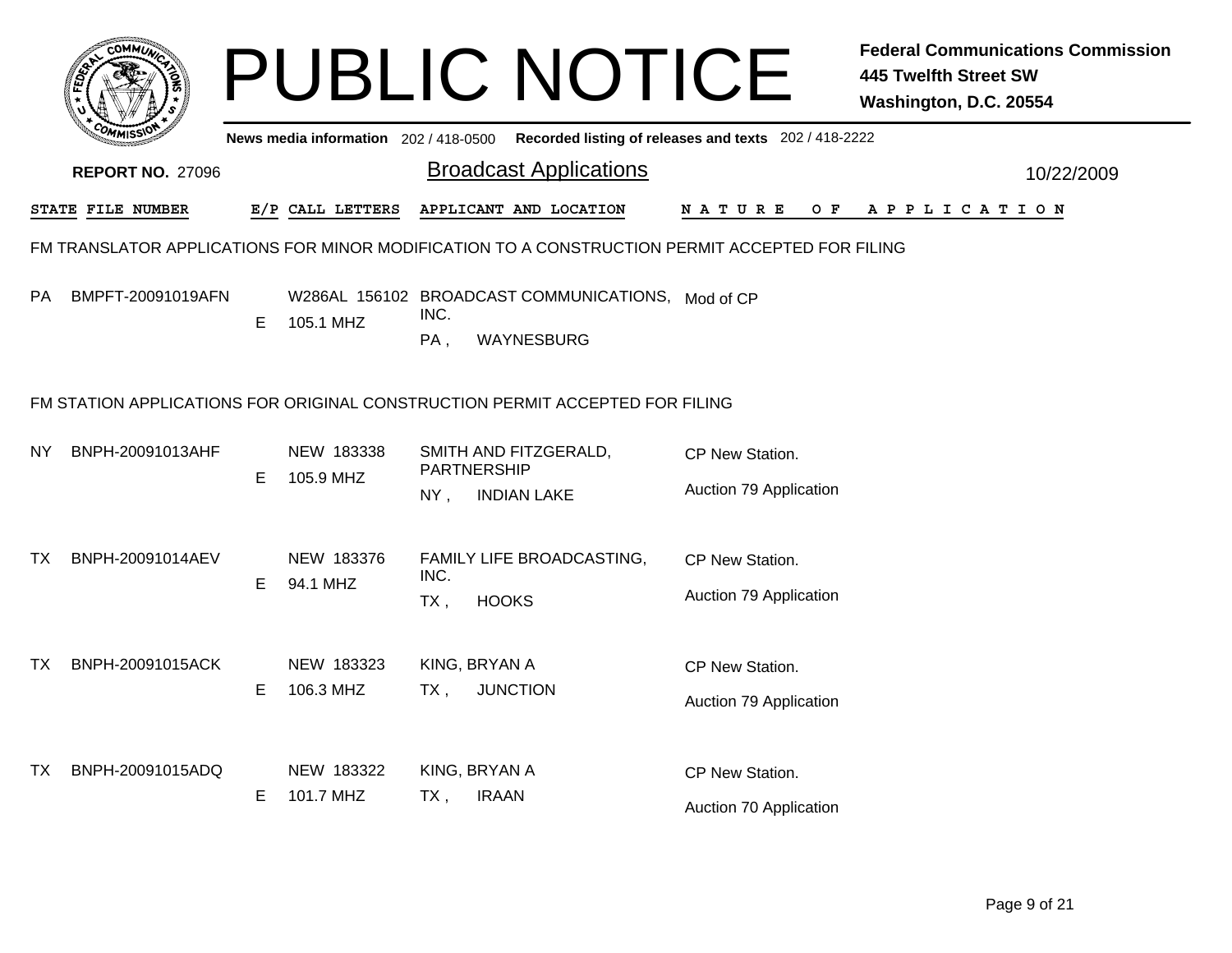# PUBLIC NOTICE

**Federal Communications Commission**
**445 Twelfth Street SW**
**Washington, D.C. 20554**

News media information 202 / 418-0500 Recorded listing of releases and texts 202 / 418-2222

**REPORT NO.** 27096

## Broadcast Applications

10/22/2009

| STATE | FILE NUMBER | E/P | CALL LETTERS | APPLICANT AND LOCATION | NATURE OF APPLICATION |
|---|---|---|---|---|---|

### FM TRANSLATOR APPLICATIONS FOR MINOR MODIFICATION TO A CONSTRUCTION PERMIT ACCEPTED FOR FILING

| STATE | FILE NUMBER | E/P | CALL LETTERS | APPLICANT AND LOCATION | NATURE OF APPLICATION |
|---|---|---|---|---|---|
| PA | BMPFT-20091019AFN | E | W286AL 156102<br>105.1 MHZ | BROADCAST COMMUNICATIONS, INC.<br>PA , WAYNESBURG | Mod of CP |

### FM STATION APPLICATIONS FOR ORIGINAL CONSTRUCTION PERMIT ACCEPTED FOR FILING

| STATE | FILE NUMBER | E/P | CALL LETTERS | APPLICANT AND LOCATION | NATURE OF APPLICATION |
|---|---|---|---|---|---|
| NY | BNPH-20091013AHF | E | NEW 183338<br>105.9 MHZ | SMITH AND FITZGERALD, PARTNERSHIP<br>NY , INDIAN LAKE | CP New Station.<br>Auction 79 Application |
| TX | BNPH-20091014AEV | E | NEW 183376<br>94.1 MHZ | FAMILY LIFE BROADCASTING, INC.<br>TX , HOOKS | CP New Station.<br>Auction 79 Application |
| TX | BNPH-20091015ACK | E | NEW 183323<br>106.3 MHZ | KING, BRYAN A<br>TX , JUNCTION | CP New Station.<br>Auction 79 Application |
| TX | BNPH-20091015ADQ | E | NEW 183322<br>101.7 MHZ | KING, BRYAN A<br>TX , IRAAN | CP New Station.<br>Auction 70 Application |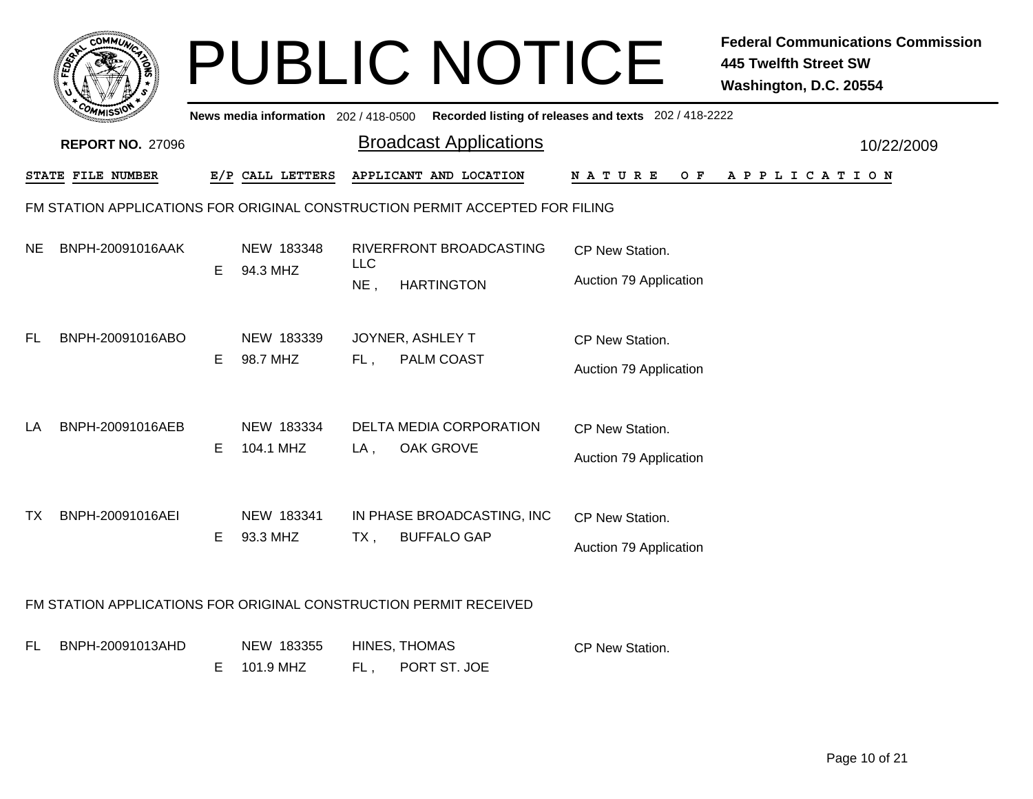# PUBLIC NOTICE

**Federal Communications Commission**
**445 Twelfth Street SW**
**Washington, D.C. 20554**

News media information 202 / 418-0500 Recorded listing of releases and texts 202 / 418-2222

**REPORT NO.** 27096

## Broadcast Applications

10/22/2009

| STATE | FILE NUMBER | E/P | CALL LETTERS | APPLICANT AND LOCATION | NATURE OF APPLICATION |
|---|---|---|---|---|---|

### FM STATION APPLICATIONS FOR ORIGINAL CONSTRUCTION PERMIT ACCEPTED FOR FILING

| STATE | FILE NUMBER | E/P | CALL LETTERS | APPLICANT AND LOCATION | NATURE OF APPLICATION |
|---|---|---|---|---|---|
| NE | BNPH-20091016AAK | E | NEW 183348<br>94.3 MHZ | RIVERFRONT BROADCASTING LLC<br>NE , HARTINGTON | CP New Station.<br>Auction 79 Application |
| FL | BNPH-20091016ABO | E | NEW 183339<br>98.7 MHZ | JOYNER, ASHLEY T<br>FL , PALM COAST | CP New Station.<br>Auction 79 Application |
| LA | BNPH-20091016AEB | E | NEW 183334<br>104.1 MHZ | DELTA MEDIA CORPORATION<br>LA , OAK GROVE | CP New Station.<br>Auction 79 Application |
| TX | BNPH-20091016AEI | E | NEW 183341<br>93.3 MHZ | IN PHASE BROADCASTING, INC<br>TX , BUFFALO GAP | CP New Station.<br>Auction 79 Application |

### FM STATION APPLICATIONS FOR ORIGINAL CONSTRUCTION PERMIT RECEIVED

| STATE | FILE NUMBER | E/P | CALL LETTERS | APPLICANT AND LOCATION | NATURE OF APPLICATION |
|---|---|---|---|---|---|
| FL | BNPH-20091013AHD | E | NEW 183355<br>101.9 MHZ | HINES, THOMAS<br>FL , PORT ST. JOE | CP New Station. |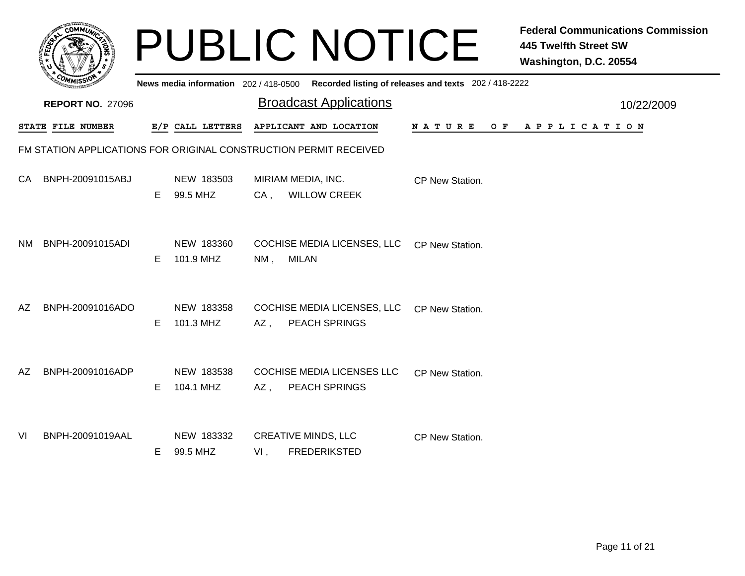# PUBLIC NOTICE

**Federal Communications Commission**
**445 Twelfth Street SW**
**Washington, D.C. 20554**

**News media information** 202 / 418-0500 **Recorded listing of releases and texts** 202 / 418-2222

**REPORT NO.** 27096

## Broadcast Applications

10/22/2009

FM STATION APPLICATIONS FOR ORIGINAL CONSTRUCTION PERMIT RECEIVED

| STATE | FILE NUMBER | E/P | CALL LETTERS | APPLICANT AND LOCATION | NATURE OF APPLICATION |
|---|---|---|---|---|---|
| CA | BNPH-20091015ABJ | E | NEW 183503<br>99.5 MHZ | MIRIAM MEDIA, INC.<br>CA , WILLOW CREEK | CP New Station. |
| NM | BNPH-20091015ADI | E | NEW 183360<br>101.9 MHZ | COCHISE MEDIA LICENSES, LLC<br>NM , MILAN | CP New Station. |
| AZ | BNPH-20091016ADO | E | NEW 183358<br>101.3 MHZ | COCHISE MEDIA LICENSES, LLC<br>AZ , PEACH SPRINGS | CP New Station. |
| AZ | BNPH-20091016ADP | E | NEW 183538<br>104.1 MHZ | COCHISE MEDIA LICENSES LLC<br>AZ , PEACH SPRINGS | CP New Station. |
| VI | BNPH-20091019AAL | E | NEW 183332<br>99.5 MHZ | CREATIVE MINDS, LLC<br>VI , FREDERIKSTED | CP New Station. |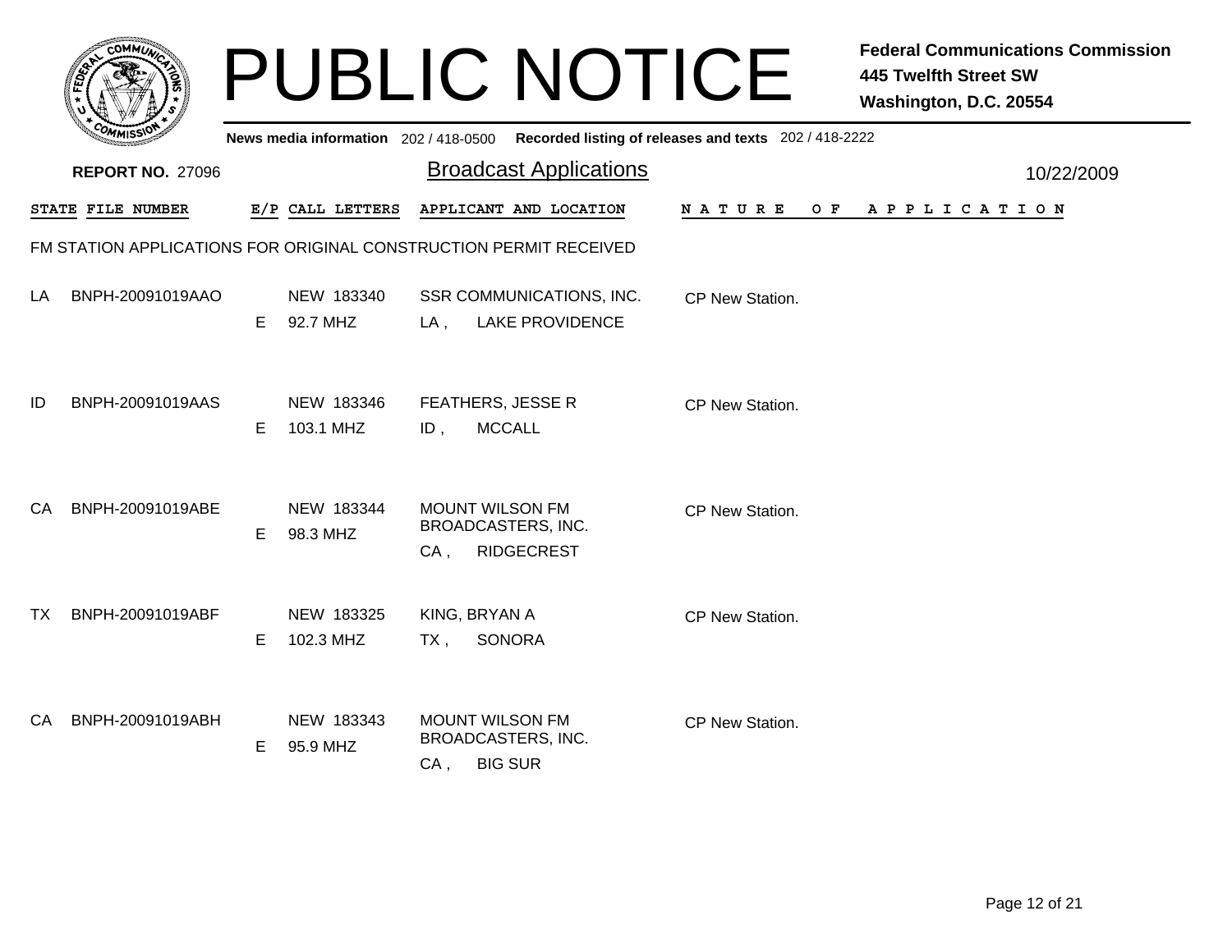# PUBLIC NOTICE

**Federal Communications Commission**
**445 Twelfth Street SW**
**Washington, D.C. 20554**

News media information 202 / 418-0500 Recorded listing of releases and texts 202 / 418-2222

**REPORT NO.** 27096

## Broadcast Applications

10/22/2009

FM STATION APPLICATIONS FOR ORIGINAL CONSTRUCTION PERMIT RECEIVED

| STATE | FILE NUMBER | E/P | CALL LETTERS | APPLICANT AND LOCATION | NATURE OF APPLICATION |
|---|---|---|---|---|---|
| LA | BNPH-20091019AAO | E | NEW 183340<br>92.7 MHZ | SSR COMMUNICATIONS, INC.<br>LA , LAKE PROVIDENCE | CP New Station. |
| ID | BNPH-20091019AAS | E | NEW 183346<br>103.1 MHZ | FEATHERS, JESSE R<br>ID , MCCALL | CP New Station. |
| CA | BNPH-20091019ABE | E | NEW 183344<br>98.3 MHZ | MOUNT WILSON FM BROADCASTERS, INC.<br>CA , RIDGECREST | CP New Station. |
| TX | BNPH-20091019ABF | E | NEW 183325<br>102.3 MHZ | KING, BRYAN A<br>TX , SONORA | CP New Station. |
| CA | BNPH-20091019ABH | E | NEW 183343<br>95.9 MHZ | MOUNT WILSON FM BROADCASTERS, INC.<br>CA , BIG SUR | CP New Station. |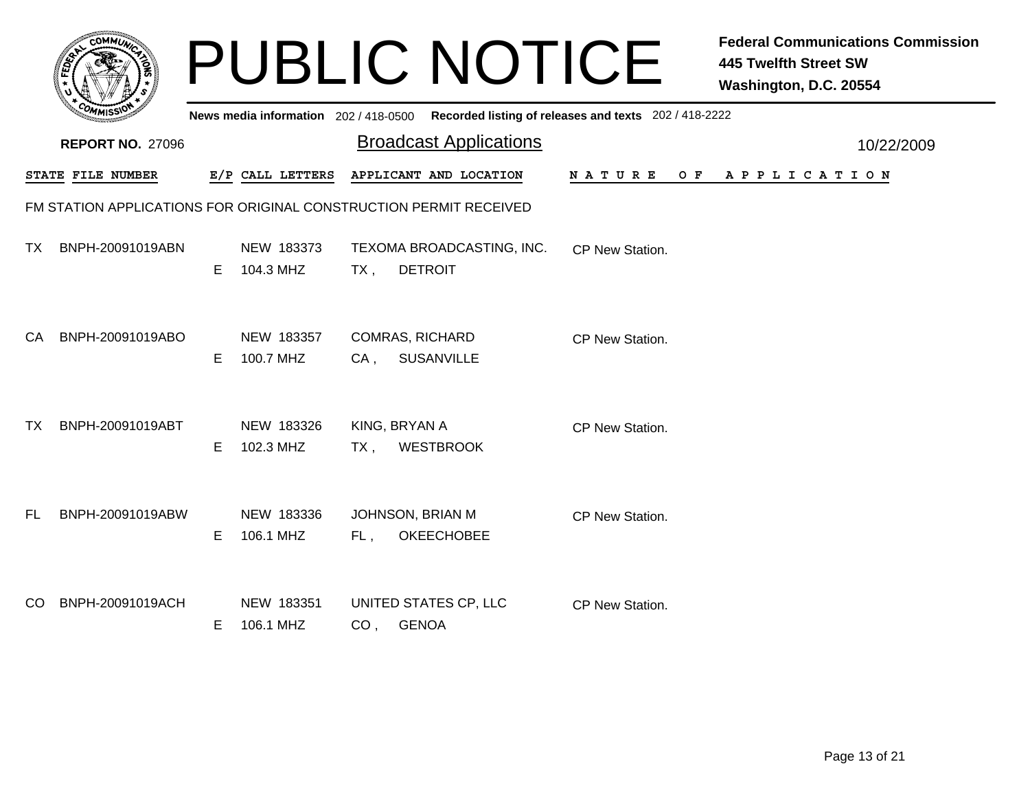# PUBLIC NOTICE

**Federal Communications Commission**
**445 Twelfth Street SW**
**Washington, D.C. 20554**

**News media information** 202 / 418-0500 **Recorded listing of releases and texts** 202 / 418-2222

**REPORT NO.** 27096

## Broadcast Applications

10/22/2009

FM STATION APPLICATIONS FOR ORIGINAL CONSTRUCTION PERMIT RECEIVED

| STATE | FILE NUMBER | E/P | CALL LETTERS | APPLICANT AND LOCATION | NATURE OF APPLICATION |
|---|---|---|---|---|---|
| TX | BNPH-20091019ABN | E | NEW 183373<br>104.3 MHZ | TEXOMA BROADCASTING, INC.<br>TX , DETROIT | CP New Station. |
| CA | BNPH-20091019ABO | E | NEW 183357<br>100.7 MHZ | COMRAS, RICHARD<br>CA , SUSANVILLE | CP New Station. |
| TX | BNPH-20091019ABT | E | NEW 183326<br>102.3 MHZ | KING, BRYAN A<br>TX , WESTBROOK | CP New Station. |
| FL | BNPH-20091019ABW | E | NEW 183336<br>106.1 MHZ | JOHNSON, BRIAN M<br>FL , OKEECHOBEE | CP New Station. |
| CO | BNPH-20091019ACH | E | NEW 183351<br>106.1 MHZ | UNITED STATES CP, LLC<br>CO , GENOA | CP New Station. |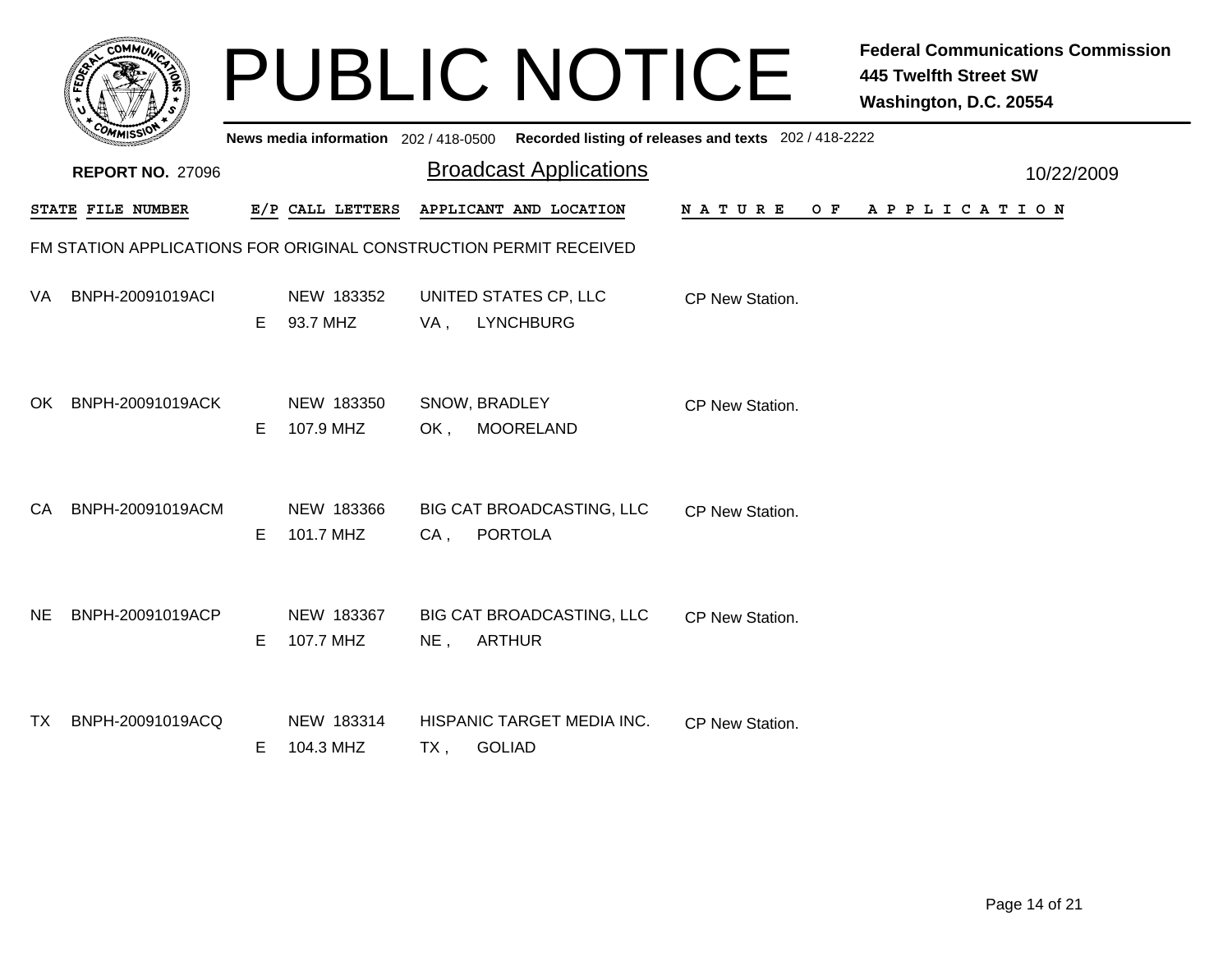# PUBLIC NOTICE

**Federal Communications Commission**
**445 Twelfth Street SW**
**Washington, D.C. 20554**

**News media information** 202 / 418-0500 **Recorded listing of releases and texts** 202 / 418-2222

**REPORT NO.** 27096

## Broadcast Applications

10/22/2009

### FM STATION APPLICATIONS FOR ORIGINAL CONSTRUCTION PERMIT RECEIVED

| STATE | FILE NUMBER | E/P | CALL LETTERS | APPLICANT AND LOCATION | NATURE OF APPLICATION |
|---|---|---|---|---|---|
| VA | BNPH-20091019ACI | E | NEW 183352<br>93.7 MHZ | UNITED STATES CP, LLC<br>VA , LYNCHBURG | CP New Station. |
| OK | BNPH-20091019ACK | E | NEW 183350<br>107.9 MHZ | SNOW, BRADLEY<br>OK , MOORELAND | CP New Station. |
| CA | BNPH-20091019ACM | E | NEW 183366<br>101.7 MHZ | BIG CAT BROADCASTING, LLC<br>CA , PORTOLA | CP New Station. |
| NE | BNPH-20091019ACP | E | NEW 183367<br>107.7 MHZ | BIG CAT BROADCASTING, LLC<br>NE , ARTHUR | CP New Station. |
| TX | BNPH-20091019ACQ | E | NEW 183314<br>104.3 MHZ | HISPANIC TARGET MEDIA INC.<br>TX , GOLIAD | CP New Station. |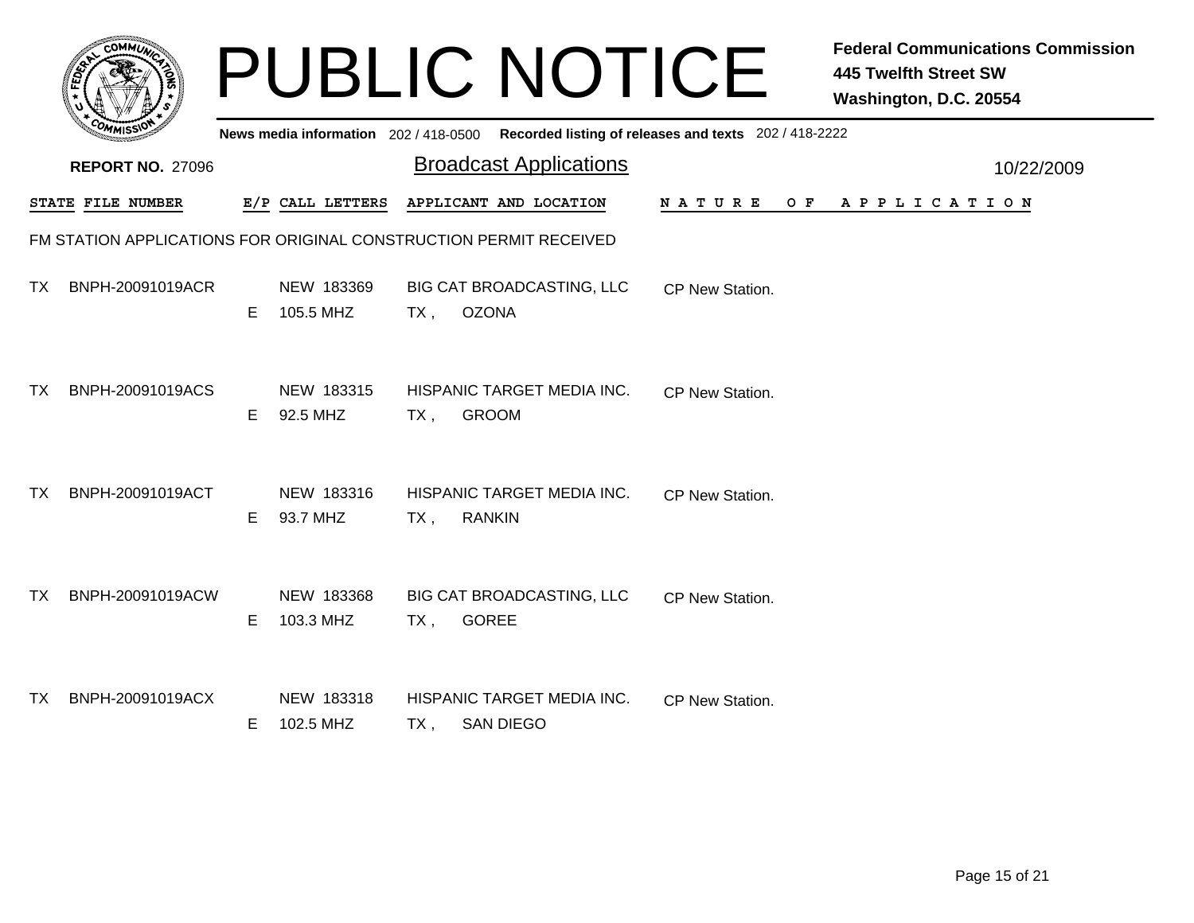# PUBLIC NOTICE

**Federal Communications Commission**
**445 Twelfth Street SW**
**Washington, D.C. 20554**

**News media information** 202 / 418-0500 **Recorded listing of releases and texts** 202 / 418-2222

**REPORT NO.** 27096

## Broadcast Applications

10/22/2009

| STATE | FILE NUMBER | E/P | CALL LETTERS | APPLICANT AND LOCATION | NATURE OF APPLICATION |
|---|---|---|---|---|---|

### FM STATION APPLICATIONS FOR ORIGINAL CONSTRUCTION PERMIT RECEIVED

| STATE | FILE NUMBER | E/P | CALL LETTERS | APPLICANT AND LOCATION | NATURE OF APPLICATION |
|---|---|---|---|---|---|
| TX | BNPH-20091019ACR | E | NEW 183369<br>105.5 MHZ | BIG CAT BROADCASTING, LLC<br>TX , OZONA | CP New Station. |
| TX | BNPH-20091019ACS | E | NEW 183315<br>92.5 MHZ | HISPANIC TARGET MEDIA INC.<br>TX , GROOM | CP New Station. |
| TX | BNPH-20091019ACT | E | NEW 183316<br>93.7 MHZ | HISPANIC TARGET MEDIA INC.<br>TX , RANKIN | CP New Station. |
| TX | BNPH-20091019ACW | E | NEW 183368<br>103.3 MHZ | BIG CAT BROADCASTING, LLC<br>TX , GOREE | CP New Station. |
| TX | BNPH-20091019ACX | E | NEW 183318<br>102.5 MHZ | HISPANIC TARGET MEDIA INC.<br>TX , SAN DIEGO | CP New Station. |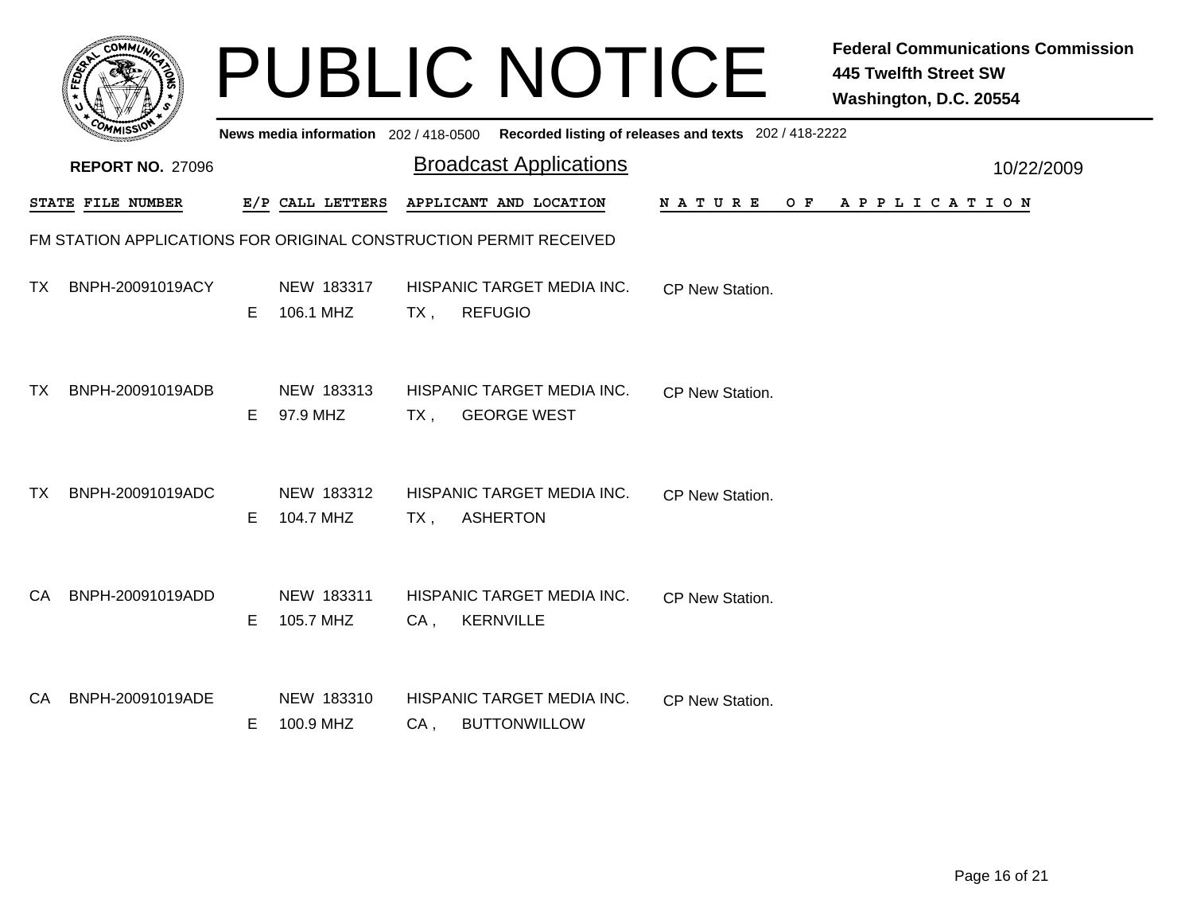# PUBLIC NOTICE

**Federal Communications Commission**
**445 Twelfth Street SW**
**Washington, D.C. 20554**

**News media information** 202 / 418-0500 **Recorded listing of releases and texts** 202 / 418-2222

**REPORT NO.** 27096

## Broadcast Applications

10/22/2009

| STATE | FILE NUMBER | E/P | CALL LETTERS | APPLICANT AND LOCATION | NATURE OF APPLICATION |
|---|---|---|---|---|---|

FM STATION APPLICATIONS FOR ORIGINAL CONSTRUCTION PERMIT RECEIVED

| STATE | FILE NUMBER | E/P | CALL LETTERS | APPLICANT AND LOCATION | NATURE OF APPLICATION |
|---|---|---|---|---|---|
| TX | BNPH-20091019ACY | E | NEW 183317<br>106.1 MHZ | HISPANIC TARGET MEDIA INC.<br>TX , REFUGIO | CP New Station. |
| TX | BNPH-20091019ADB | E | NEW 183313<br>97.9 MHZ | HISPANIC TARGET MEDIA INC.<br>TX , GEORGE WEST | CP New Station. |
| TX | BNPH-20091019ADC | E | NEW 183312<br>104.7 MHZ | HISPANIC TARGET MEDIA INC.<br>TX , ASHERTON | CP New Station. |
| CA | BNPH-20091019ADD | E | NEW 183311<br>105.7 MHZ | HISPANIC TARGET MEDIA INC.<br>CA , KERNVILLE | CP New Station. |
| CA | BNPH-20091019ADE | E | NEW 183310<br>100.9 MHZ | HISPANIC TARGET MEDIA INC.<br>CA , BUTTONWILLOW | CP New Station. |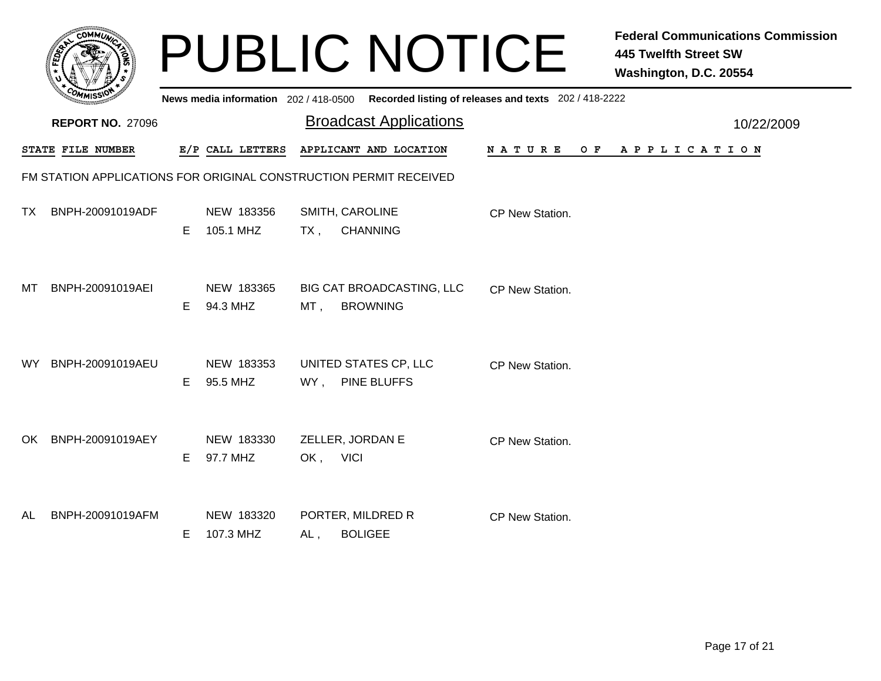# PUBLIC NOTICE

**Federal Communications Commission**
**445 Twelfth Street SW**
**Washington, D.C. 20554**

**News media information** 202 / 418-0500 **Recorded listing of releases and texts** 202 / 418-2222

**REPORT NO.** 27096

## Broadcast Applications

10/22/2009

FM STATION APPLICATIONS FOR ORIGINAL CONSTRUCTION PERMIT RECEIVED

| STATE | FILE NUMBER | E/P | CALL LETTERS | APPLICANT AND LOCATION | NATURE OF APPLICATION |
|---|---|---|---|---|---|
| TX | BNPH-20091019ADF | E | NEW 183356<br>105.1 MHZ | SMITH, CAROLINE<br>TX , CHANNING | CP New Station. |
| MT | BNPH-20091019AEI | E | NEW 183365<br>94.3 MHZ | BIG CAT BROADCASTING, LLC<br>MT , BROWNING | CP New Station. |
| WY | BNPH-20091019AEU | E | NEW 183353<br>95.5 MHZ | UNITED STATES CP, LLC<br>WY , PINE BLUFFS | CP New Station. |
| OK | BNPH-20091019AEY | E | NEW 183330<br>97.7 MHZ | ZELLER, JORDAN E<br>OK , VICI | CP New Station. |
| AL | BNPH-20091019AFM | E | NEW 183320<br>107.3 MHZ | PORTER, MILDRED R<br>AL , BOLIGEE | CP New Station. |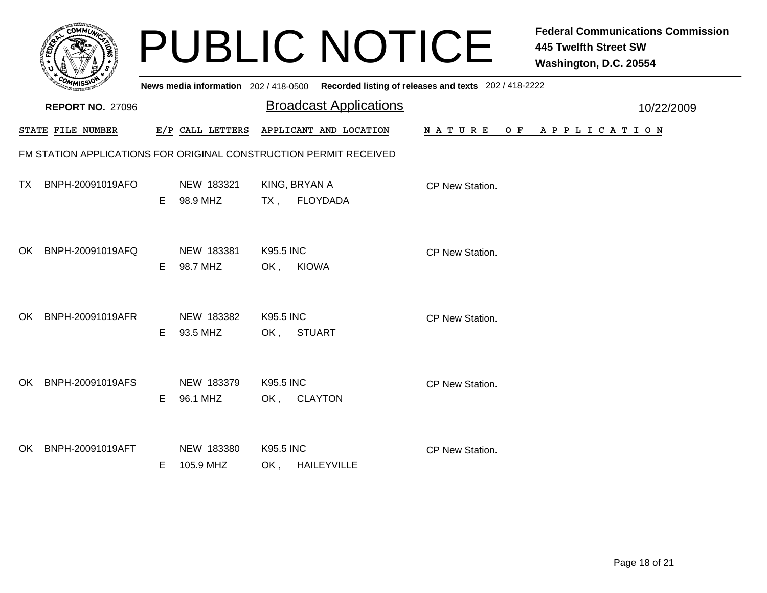# PUBLIC NOTICE

**Federal Communications Commission**
**445 Twelfth Street SW**
**Washington, D.C. 20554**

**News media information** 202 / 418-0500 **Recorded listing of releases and texts** 202 / 418-2222

**REPORT NO.** 27096

## Broadcast Applications

10/22/2009

FM STATION APPLICATIONS FOR ORIGINAL CONSTRUCTION PERMIT RECEIVED

| STATE | FILE NUMBER | E/P | CALL LETTERS | APPLICANT AND LOCATION | NATURE OF APPLICATION |
|---|---|---|---|---|---|
| TX | BNPH-20091019AFO | E | NEW 183321<br>98.9 MHZ | KING, BRYAN A<br>TX , FLOYDADA | CP New Station. |
| OK | BNPH-20091019AFQ | E | NEW 183381<br>98.7 MHZ | K95.5 INC<br>OK , KIOWA | CP New Station. |
| OK | BNPH-20091019AFR | E | NEW 183382<br>93.5 MHZ | K95.5 INC<br>OK , STUART | CP New Station. |
| OK | BNPH-20091019AFS | E | NEW 183379<br>96.1 MHZ | K95.5 INC<br>OK , CLAYTON | CP New Station. |
| OK | BNPH-20091019AFT | E | NEW 183380<br>105.9 MHZ | K95.5 INC<br>OK , HAILEYVILLE | CP New Station. |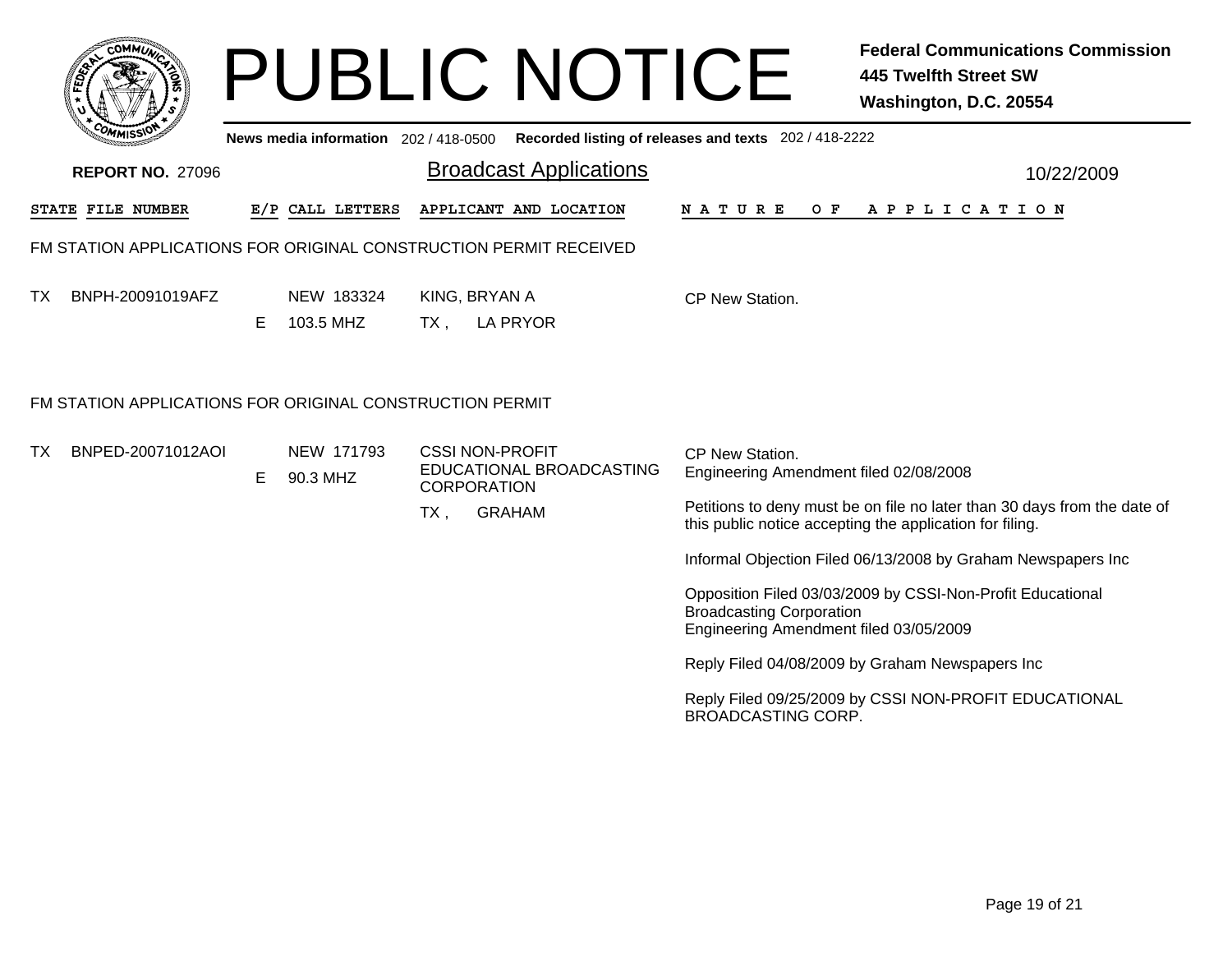# PUBLIC NOTICE

**Federal Communications Commission**
**445 Twelfth Street SW**
**Washington, D.C. 20554**

**News media information** 202 / 418-0500 **Recorded listing of releases and texts** 202 / 418-2222

**REPORT NO.** 27096

## Broadcast Applications

10/22/2009

| STATE | FILE NUMBER | E/P | CALL LETTERS | APPLICANT AND LOCATION | NATURE OF APPLICATION |
|---|---|---|---|---|---|

### FM STATION APPLICATIONS FOR ORIGINAL CONSTRUCTION PERMIT RECEIVED

| STATE | FILE NUMBER | E/P | CALL LETTERS | APPLICANT AND LOCATION | NATURE OF APPLICATION |
|---|---|---|---|---|---|
| TX | BNPH-20091019AFZ | E | NEW 183324<br>103.5 MHZ | KING, BRYAN A<br>TX , LA PRYOR | CP New Station. |

### FM STATION APPLICATIONS FOR ORIGINAL CONSTRUCTION PERMIT

| STATE | FILE NUMBER | E/P | CALL LETTERS | APPLICANT AND LOCATION | NATURE OF APPLICATION |
|---|---|---|---|---|---|
| TX | BNPED-20071012AOI | E | NEW 171793<br>90.3 MHZ | CSSI NON-PROFIT EDUCATIONAL BROADCASTING CORPORATION<br>TX , GRAHAM | CP New Station.<br>Engineering Amendment filed 02/08/2008<br><br>Petitions to deny must be on file no later than 30 days from the date of this public notice accepting the application for filing.<br><br>Informal Objection Filed 06/13/2008 by Graham Newspapers Inc<br><br>Opposition Filed 03/03/2009 by CSSI-Non-Profit Educational Broadcasting Corporation<br>Engineering Amendment filed 03/05/2009<br><br>Reply Filed 04/08/2009 by Graham Newspapers Inc<br><br>Reply Filed 09/25/2009 by CSSI NON-PROFIT EDUCATIONAL BROADCASTING CORP. |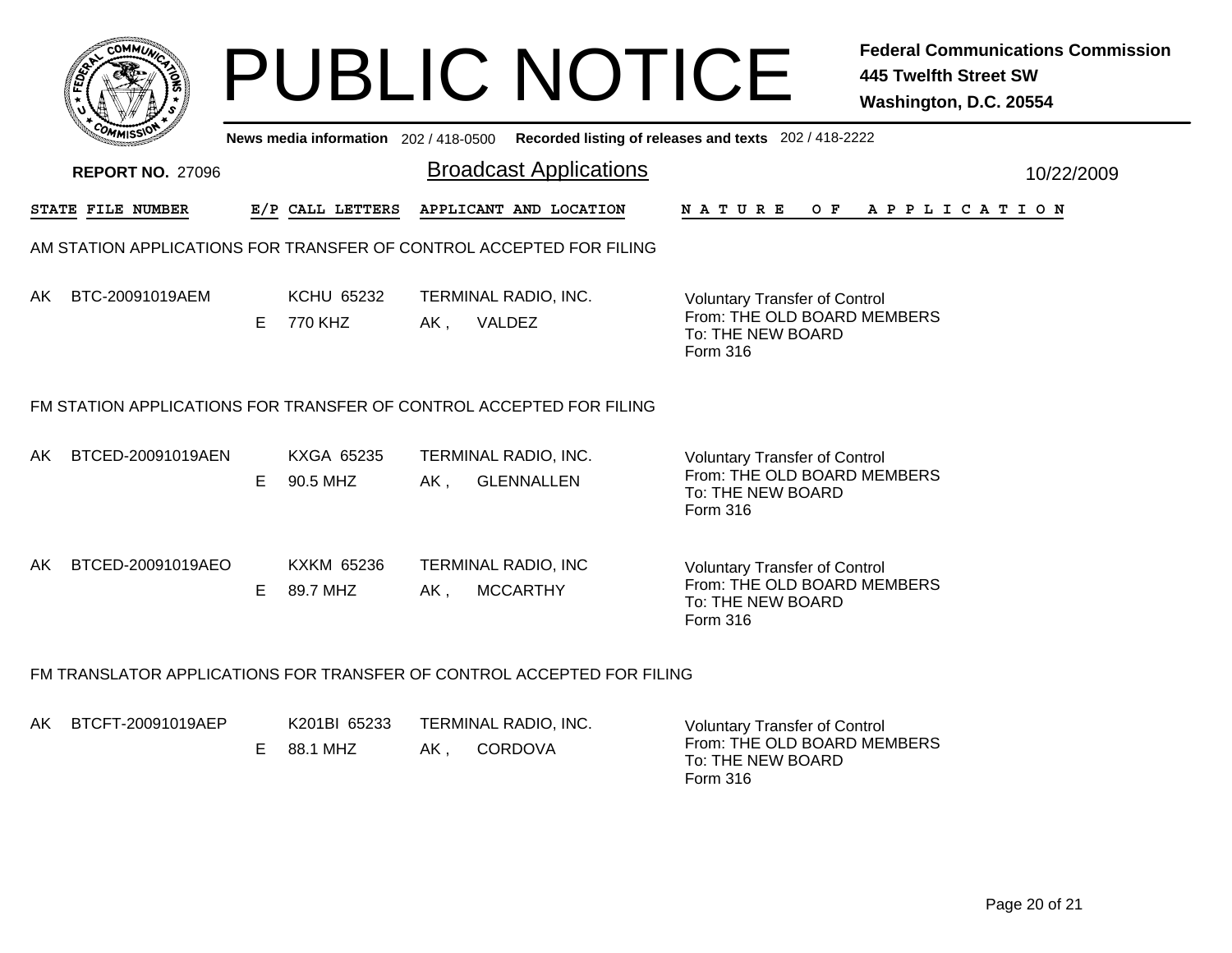# PUBLIC NOTICE

**Federal Communications Commission**
**445 Twelfth Street SW**
**Washington, D.C. 20554**

**News media information** 202 / 418-0500 **Recorded listing of releases and texts** 202 / 418-2222

**REPORT NO.** 27096

## Broadcast Applications

10/22/2009

| STATE | FILE NUMBER | E/P | CALL LETTERS | APPLICANT AND LOCATION | NATURE OF APPLICATION |
|---|---|---|---|---|---|

### AM STATION APPLICATIONS FOR TRANSFER OF CONTROL ACCEPTED FOR FILING

| STATE | FILE NUMBER | E/P | CALL LETTERS | APPLICANT AND LOCATION | NATURE OF APPLICATION |
|---|---|---|---|---|---|
| AK | BTC-20091019AEM | E | KCHU 65232<br>770 KHZ | TERMINAL RADIO, INC.<br>AK , VALDEZ | Voluntary Transfer of Control<br>From: THE OLD BOARD MEMBERS<br>To: THE NEW BOARD<br>Form 316 |

### FM STATION APPLICATIONS FOR TRANSFER OF CONTROL ACCEPTED FOR FILING

| STATE | FILE NUMBER | E/P | CALL LETTERS | APPLICANT AND LOCATION | NATURE OF APPLICATION |
|---|---|---|---|---|---|
| AK | BTCED-20091019AEN | E | KXGA 65235<br>90.5 MHZ | TERMINAL RADIO, INC.<br>AK , GLENNALLEN | Voluntary Transfer of Control<br>From: THE OLD BOARD MEMBERS<br>To: THE NEW BOARD<br>Form 316 |
| AK | BTCED-20091019AEO | E | KXKM 65236<br>89.7 MHZ | TERMINAL RADIO, INC<br>AK , MCCARTHY | Voluntary Transfer of Control<br>From: THE OLD BOARD MEMBERS<br>To: THE NEW BOARD<br>Form 316 |

### FM TRANSLATOR APPLICATIONS FOR TRANSFER OF CONTROL ACCEPTED FOR FILING

| STATE | FILE NUMBER | E/P | CALL LETTERS | APPLICANT AND LOCATION | NATURE OF APPLICATION |
|---|---|---|---|---|---|
| AK | BTCFT-20091019AEP | E | K201BI 65233<br>88.1 MHZ | TERMINAL RADIO, INC.<br>AK , CORDOVA | Voluntary Transfer of Control<br>From: THE OLD BOARD MEMBERS<br>To: THE NEW BOARD<br>Form 316 |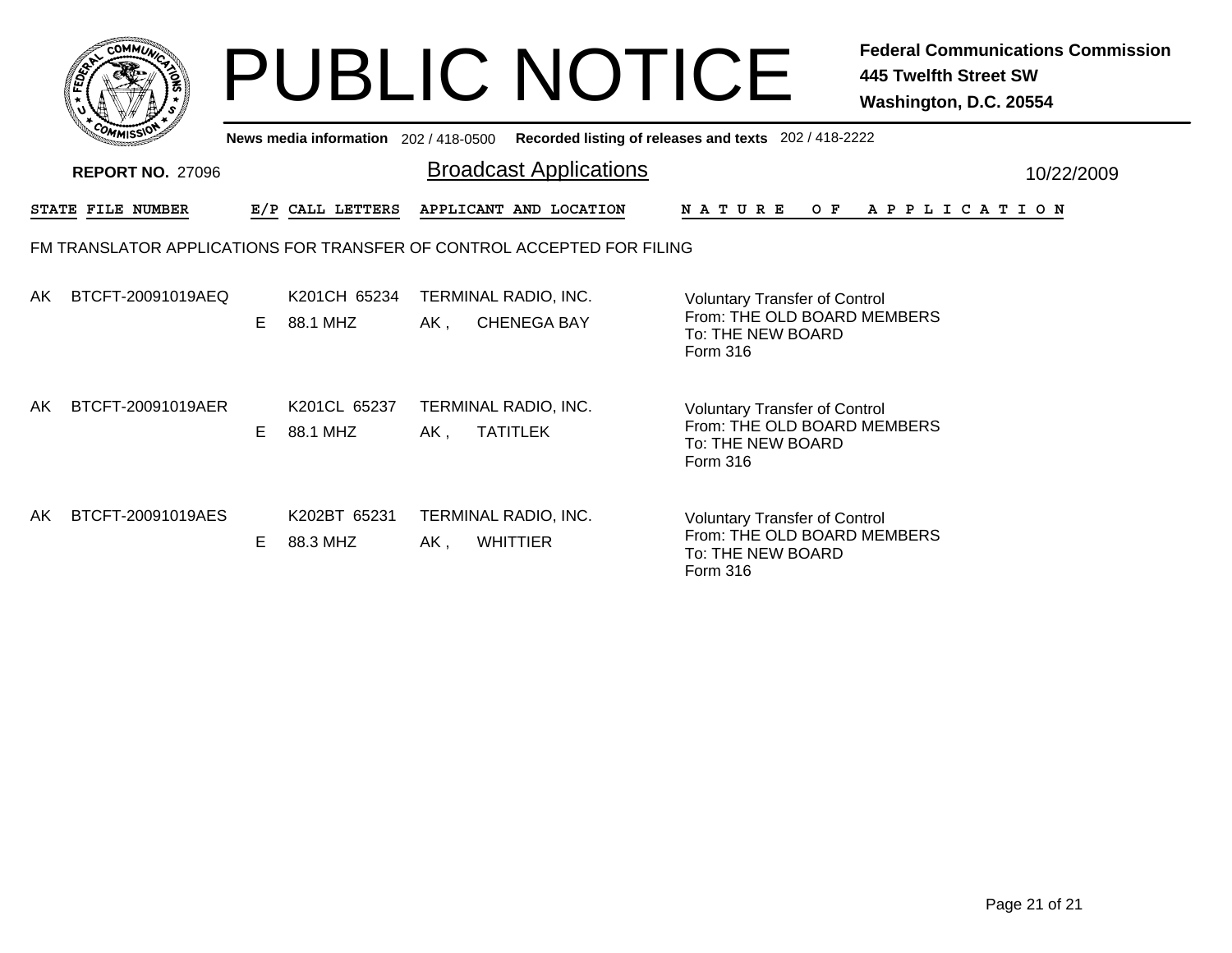# PUBLIC NOTICE

**Federal Communications Commission**
**445 Twelfth Street SW**
**Washington, D.C. 20554**

News media information 202 / 418-0500 Recorded listing of releases and texts 202 / 418-2222

**REPORT NO.** 27096

## Broadcast Applications

10/22/2009

FM TRANSLATOR APPLICATIONS FOR TRANSFER OF CONTROL ACCEPTED FOR FILING

| STATE | FILE NUMBER | E/P | CALL LETTERS | APPLICANT AND LOCATION | NATURE OF APPLICATION |
|---|---|---|---|---|---|
| AK | BTCFT-20091019AEQ | E | K201CH 65234 88.1 MHZ | TERMINAL RADIO, INC. AK , CHENEGA BAY | Voluntary Transfer of Control From: THE OLD BOARD MEMBERS To: THE NEW BOARD Form 316 |
| AK | BTCFT-20091019AER | E | K201CL 65237 88.1 MHZ | TERMINAL RADIO, INC. AK , TATITLEK | Voluntary Transfer of Control From: THE OLD BOARD MEMBERS To: THE NEW BOARD Form 316 |
| AK | BTCFT-20091019AES | E | K202BT 65231 88.3 MHZ | TERMINAL RADIO, INC. AK , WHITTIER | Voluntary Transfer of Control From: THE OLD BOARD MEMBERS To: THE NEW BOARD Form 316 |